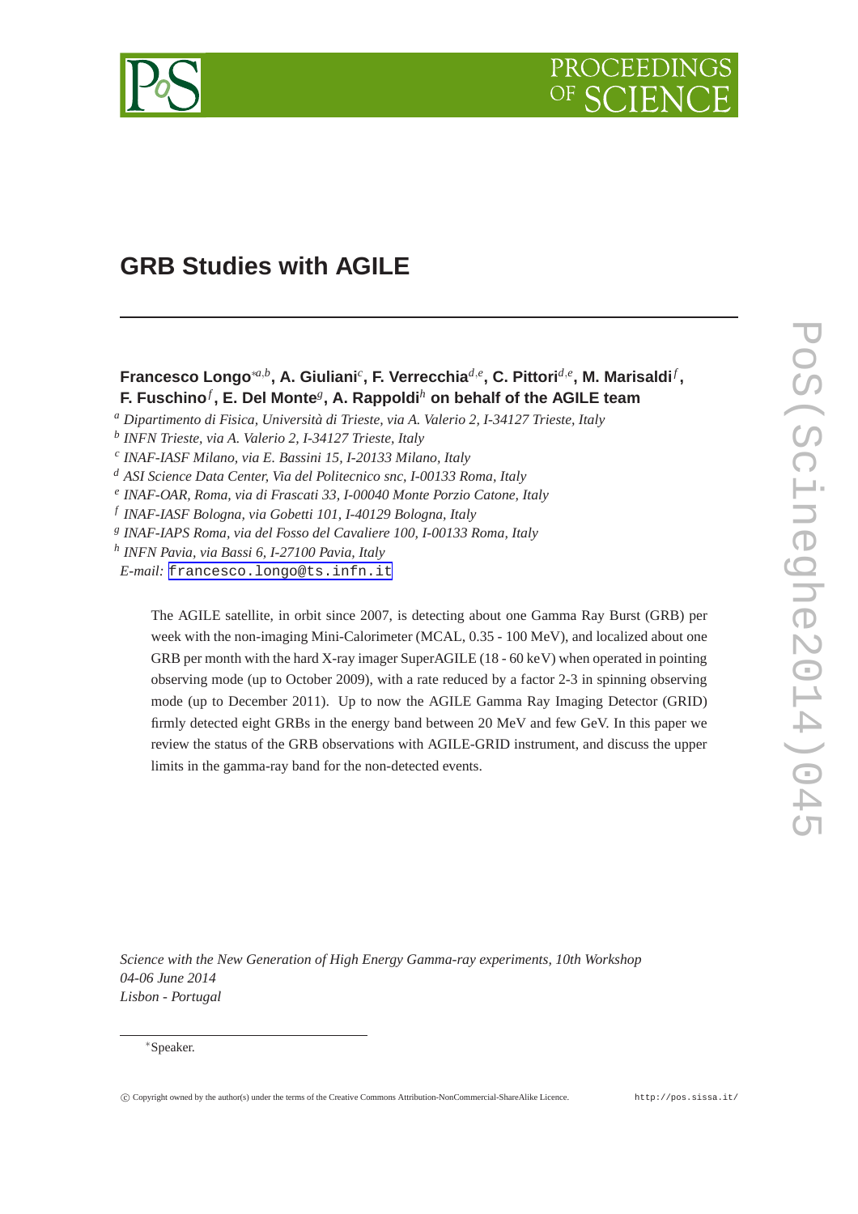# GRB Studies with AGILE

**Francesco Longo**[*a,b], **A. Giuliani**[c], **F. Verrecchia**[d,e], **C. Pittori**[d,e], **M. Marisaldi**[f], **F. Fuschino**[f], **E. Del Monte**[g], **A. Rappoldi**[h] **on behalf of the AGILE team**

[a] *Dipartimento di Fisica, Università di Trieste, via A. Valerio 2, I-34127 Trieste, Italy*
[b] *INFN Trieste, via A. Valerio 2, I-34127 Trieste, Italy*
[c] *INAF-IASF Milano, via E. Bassini 15, I-20133 Milano, Italy*
[d] *ASI Science Data Center, Via del Politecnico snc, I-00133 Roma, Italy*
[e] *INAF-OAR, Roma, via di Frascati 33, I-00040 Monte Porzio Catone, Italy*
[f] *INAF-IASF Bologna, via Gobetti 101, I-40129 Bologna, Italy*
[g] *INAF-IAPS Roma, via del Fosso del Cavaliere 100, I-00133 Roma, Italy*
[h] *INFN Pavia, via Bassi 6, I-27100 Pavia, Italy*
*E-mail:* francesco.longo@ts.infn.it

The AGILE satellite, in orbit since 2007, is detecting about one Gamma Ray Burst (GRB) per week with the non-imaging Mini-Calorimeter (MCAL, 0.35 - 100 MeV), and localized about one GRB per month with the hard X-ray imager SuperAGILE (18 - 60 keV) when operated in pointing observing mode (up to October 2009), with a rate reduced by a factor 2-3 in spinning observing mode (up to December 2011). Up to now the AGILE Gamma Ray Imaging Detector (GRID) firmly detected eight GRBs in the energy band between 20 MeV and few GeV. In this paper we review the status of the GRB observations with AGILE-GRID instrument, and discuss the upper limits in the gamma-ray band for the non-detected events.

*Science with the New Generation of High Energy Gamma-ray experiments, 10th Workshop*
*04-06 June 2014*
*Lisbon - Portugal*

[*] Speaker.

© Copyright owned by the author(s) under the terms of the Creative Commons Attribution-NonCommercial-ShareAlike Licence. http://pos.sissa.it/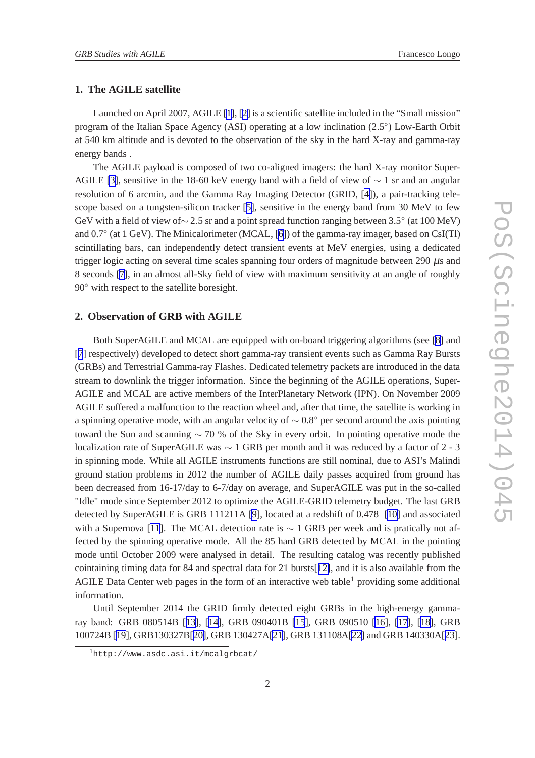## 1. The AGILE satellite

Launched on April 2007, AGILE [1], [2] is a scientific satellite included in the "Small mission" program of the Italian Space Agency (ASI) operating at a low inclination (2.5°) Low-Earth Orbit at 540 km altitude and is devoted to the observation of the sky in the hard X-ray and gamma-ray energy bands .

The AGILE payload is composed of two co-aligned imagers: the hard X-ray monitor Super-AGILE [3], sensitive in the 18-60 keV energy band with a field of view of $\sim$ 1 sr and an angular resolution of 6 arcmin, and the Gamma Ray Imaging Detector (GRID, [4]), a pair-tracking telescope based on a tungsten-silicon tracker [5], sensitive in the energy band from 30 MeV to few GeV with a field of view of$\sim$ 2.5 sr and a point spread function ranging between 3.5° (at 100 MeV) and 0.7° (at 1 GeV). The Minicalorimeter (MCAL, [6]) of the gamma-ray imager, based on CsI(Tl) scintillating bars, can independently detect transient events at MeV energies, using a dedicated trigger logic acting on several time scales spanning four orders of magnitude between 290 $\mu$s and 8 seconds [7], in an almost all-Sky field of view with maximum sensitivity at an angle of roughly 90° with respect to the satellite boresight.

## 2. Observation of GRB with AGILE

Both SuperAGILE and MCAL are equipped with on-board triggering algorithms (see [8] and [7] respectively) developed to detect short gamma-ray transient events such as Gamma Ray Bursts (GRBs) and Terrestrial Gamma-ray Flashes. Dedicated telemetry packets are introduced in the data stream to downlink the trigger information. Since the beginning of the AGILE operations, Super-AGILE and MCAL are active members of the InterPlanetary Network (IPN). On November 2009 AGILE suffered a malfunction to the reaction wheel and, after that time, the satellite is working in a spinning operative mode, with an angular velocity of $\sim$ 0.8° per second around the axis pointing toward the Sun and scanning $\sim$ 70 % of the Sky in every orbit. In pointing operative mode the localization rate of SuperAGILE was $\sim$ 1 GRB per month and it was reduced by a factor of 2 - 3 in spinning mode. While all AGILE instruments functions are still nominal, due to ASI's Malindi ground station problems in 2012 the number of AGILE daily passes acquired from ground has been decreased from 16-17/day to 6-7/day on average, and SuperAGILE was put in the so-called "Idle" mode since September 2012 to optimize the AGILE-GRID telemetry budget. The last GRB detected by SuperAGILE is GRB 111211A [9], located at a redshift of 0.478 [10] and associated with a Supernova [11]. The MCAL detection rate is $\sim$ 1 GRB per week and is pratically not affected by the spinning operative mode. All the 85 hard GRB detected by MCAL in the pointing mode until October 2009 were analysed in detail. The resulting catalog was recently published cointaining timing data for 84 and spectral data for 21 bursts[12], and it is also available from the AGILE Data Center web pages in the form of an interactive web table[1] providing some additional information.

Until September 2014 the GRID firmly detected eight GRBs in the high-energy gamma-ray band: GRB 080514B [13], [14], GRB 090401B [15], GRB 090510 [16], [17], [18], GRB 100724B [19], GRB130327B[20], GRB 130427A[21], GRB 131108A[22] and GRB 140330A[23].

[1] http://www.asdc.asi.it/mcalgrbcat/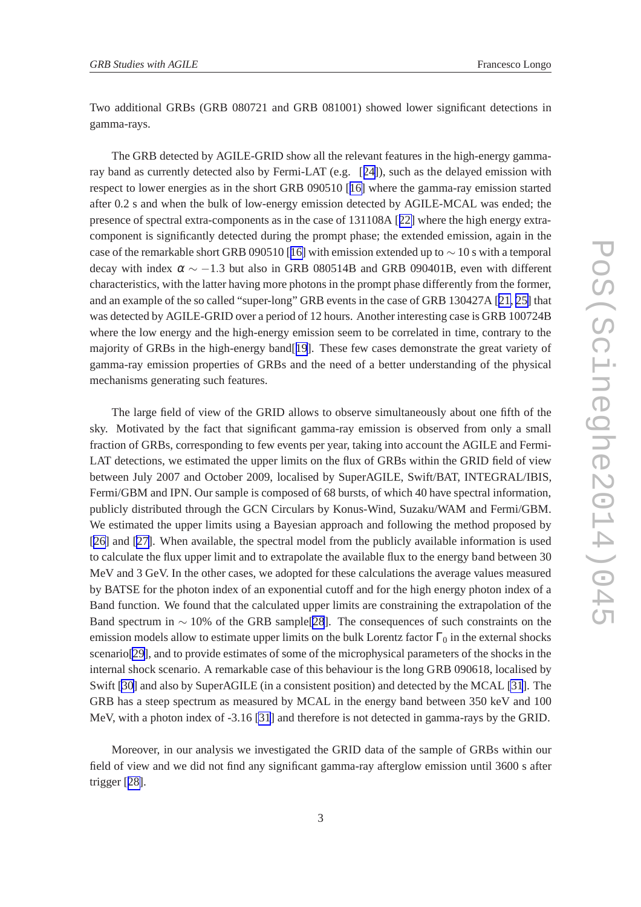Two additional GRBs (GRB 080721 and GRB 081001) showed lower significant detections in gamma-rays.

The GRB detected by AGILE-GRID show all the relevant features in the high-energy gamma-ray band as currently detected also by Fermi-LAT (e.g. [24]), such as the delayed emission with respect to lower energies as in the short GRB 090510 [16] where the gamma-ray emission started after 0.2 s and when the bulk of low-energy emission detected by AGILE-MCAL was ended; the presence of spectral extra-components as in the case of 131108A [22] where the high energy extra-component is significantly detected during the prompt phase; the extended emission, again in the case of the remarkable short GRB 090510 [16] with emission extended up to $\sim 10$ s with a temporal decay with index $\alpha \sim -1.3$ but also in GRB 080514B and GRB 090401B, even with different characteristics, with the latter having more photons in the prompt phase differently from the former, and an example of the so called "super-long" GRB events in the case of GRB 130427A [21, 25] that was detected by AGILE-GRID over a period of 12 hours. Another interesting case is GRB 100724B where the low energy and the high-energy emission seem to be correlated in time, contrary to the majority of GRBs in the high-energy band[19]. These few cases demonstrate the great variety of gamma-ray emission properties of GRBs and the need of a better understanding of the physical mechanisms generating such features.

The large field of view of the GRID allows to observe simultaneously about one fifth of the sky. Motivated by the fact that significant gamma-ray emission is observed from only a small fraction of GRBs, corresponding to few events per year, taking into account the AGILE and Fermi-LAT detections, we estimated the upper limits on the flux of GRBs within the GRID field of view between July 2007 and October 2009, localised by SuperAGILE, Swift/BAT, INTEGRAL/IBIS, Fermi/GBM and IPN. Our sample is composed of 68 bursts, of which 40 have spectral information, publicly distributed through the GCN Circulars by Konus-Wind, Suzaku/WAM and Fermi/GBM. We estimated the upper limits using a Bayesian approach and following the method proposed by [26] and [27]. When available, the spectral model from the publicly available information is used to calculate the flux upper limit and to extrapolate the available flux to the energy band between 30 MeV and 3 GeV. In the other cases, we adopted for these calculations the average values measured by BATSE for the photon index of an exponential cutoff and for the high energy photon index of a Band function. We found that the calculated upper limits are constraining the extrapolation of the Band spectrum in $\sim 10\%$ of the GRB sample[28]. The consequences of such constraints on the emission models allow to estimate upper limits on the bulk Lorentz factor $\Gamma_0$ in the external shocks scenario[29], and to provide estimates of some of the microphysical parameters of the shocks in the internal shock scenario. A remarkable case of this behaviour is the long GRB 090618, localised by Swift [30] and also by SuperAGILE (in a consistent position) and detected by the MCAL [31]. The GRB has a steep spectrum as measured by MCAL in the energy band between 350 keV and 100 MeV, with a photon index of -3.16 [31] and therefore is not detected in gamma-rays by the GRID.

Moreover, in our analysis we investigated the GRID data of the sample of GRBs within our field of view and we did not find any significant gamma-ray afterglow emission until 3600 s after trigger [28].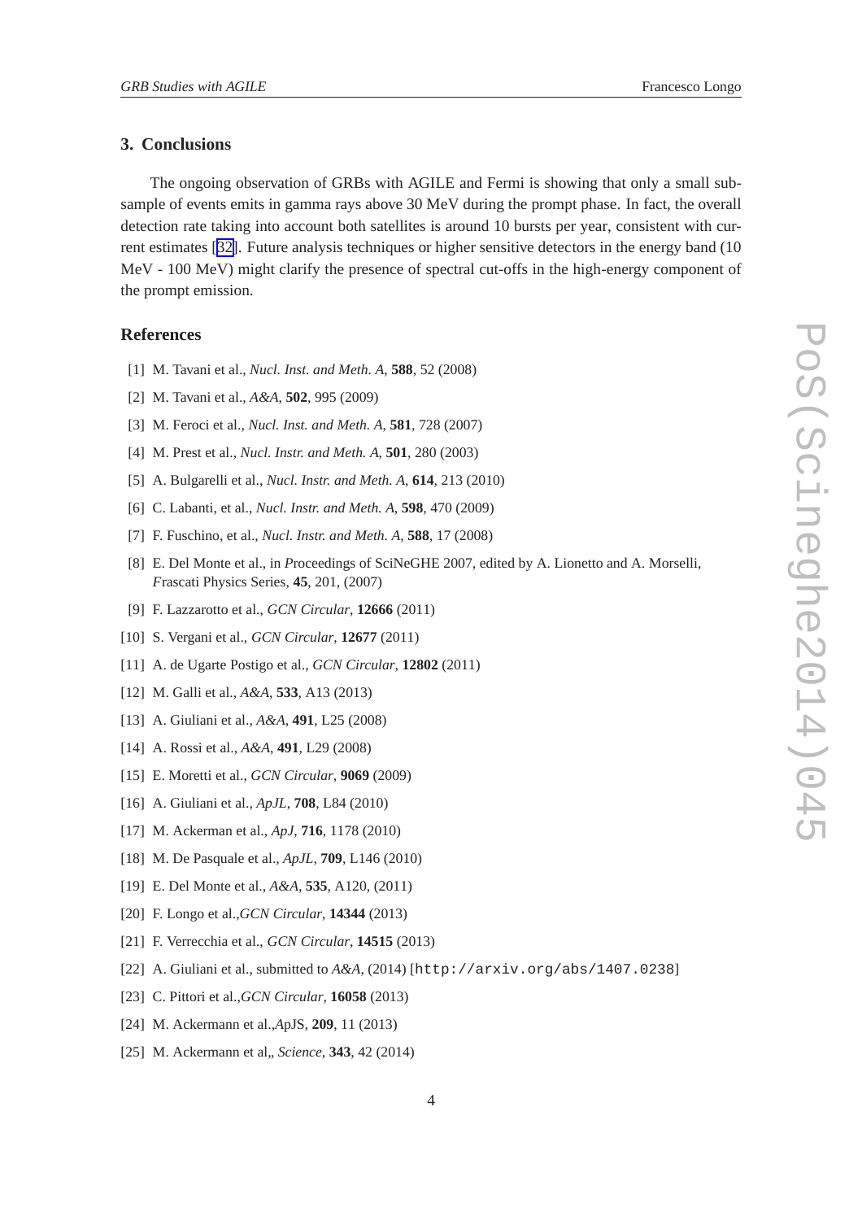## 3. Conclusions

The ongoing observation of GRBs with AGILE and Fermi is showing that only a small subsample of events emits in gamma rays above 30 MeV during the prompt phase. In fact, the overall detection rate taking into account both satellites is around 10 bursts per year, consistent with current estimates [32]. Future analysis techniques or higher sensitive detectors in the energy band (10 MeV - 100 MeV) might clarify the presence of spectral cut-offs in the high-energy component of the prompt emission.

## References

[1] M. Tavani et al., *Nucl. Inst. and Meth. A*, **588**, 52 (2008)

[2] M. Tavani et al., *A&A*, **502**, 995 (2009)

[3] M. Feroci et al., *Nucl. Inst. and Meth. A*, **581**, 728 (2007)

[4] M. Prest et al., *Nucl. Instr. and Meth. A*, **501**, 280 (2003)

[5] A. Bulgarelli et al., *Nucl. Instr. and Meth. A*, **614**, 213 (2010)

[6] C. Labanti, et al., *Nucl. Instr. and Meth. A*, **598**, 470 (2009)

[7] F. Fuschino, et al., *Nucl. Instr. and Meth. A*, **588**, 17 (2008)

[8] E. Del Monte et al., in *P*roceedings of SciNeGHE 2007, edited by A. Lionetto and A. Morselli, *F*rascati Physics Series, **45**, 201, (2007)

[9] F. Lazzarotto et al., *GCN Circular*, **12666** (2011)

[10] S. Vergani et al., *GCN Circular*, **12677** (2011)

[11] A. de Ugarte Postigo et al., *GCN Circular*, **12802** (2011)

[12] M. Galli et al., *A&A*, **533**, A13 (2013)

[13] A. Giuliani et al., *A&A*, **491**, L25 (2008)

[14] A. Rossi et al., *A&A*, **491**, L29 (2008)

[15] E. Moretti et al., *GCN Circular*, **9069** (2009)

[16] A. Giuliani et al., *ApJL*, **708**, L84 (2010)

[17] M. Ackerman et al., *ApJ*, **716**, 1178 (2010)

[18] M. De Pasquale et al., *ApJL*, **709**, L146 (2010)

[19] E. Del Monte et al., *A&A*, **535**, A120, (2011)

[20] F. Longo et al.,*GCN Circular*, **14344** (2013)

[21] F. Verrecchia et al., *GCN Circular*, **14515** (2013)

[22] A. Giuliani et al., submitted to *A&A*, (2014) [`http://arxiv.org/abs/1407.0238`]

[23] C. Pittori et al.,*GCN Circular*, **16058** (2013)

[24] M. Ackermann et al.,*A*pJS, **209**, 11 (2013)

[25] M. Ackermann et al,, *Science*, **343**, 42 (2014)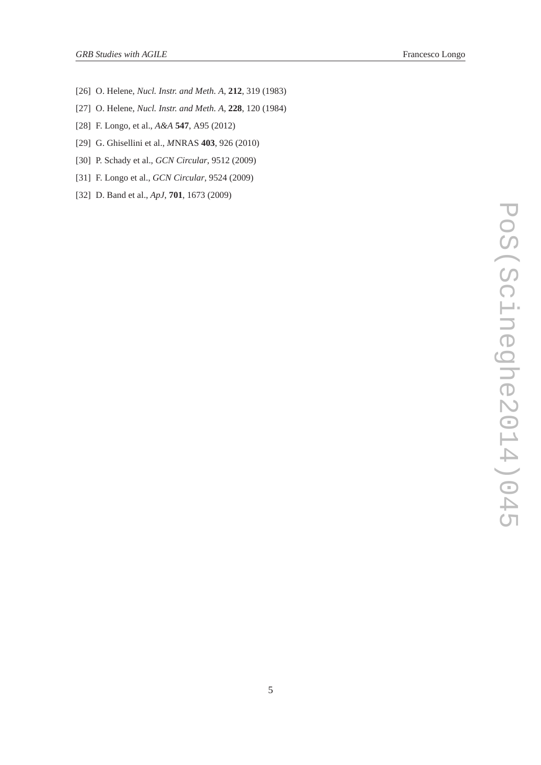[26] O. Helene, *Nucl. Instr. and Meth. A*, **212**, 319 (1983)

[27] O. Helene, *Nucl. Instr. and Meth. A*, **228**, 120 (1984)

[28] F. Longo, et al., *A&A* **547**, A95 (2012)

[29] G. Ghisellini et al., *M*NRAS **403**, 926 (2010)

[30] P. Schady et al., *GCN Circular*, 9512 (2009)

[31] F. Longo et al., *GCN Circular*, 9524 (2009)

[32] D. Band et al., *ApJ*, **701**, 1673 (2009)